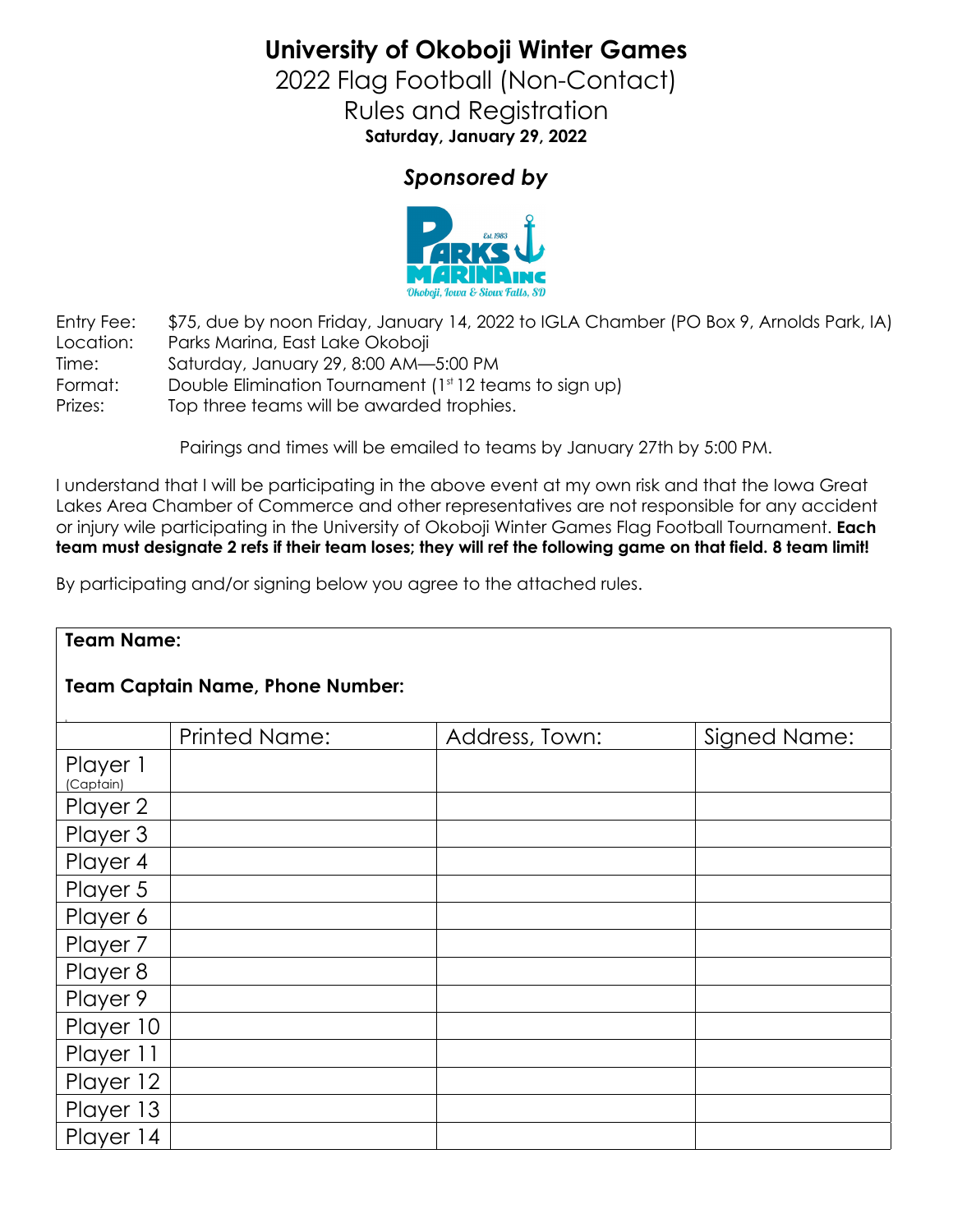# University of Okoboji Winter Games

## 2022 Flag Football (Non-Contact)

## Rules and Registration

**Saturday, January 29, 2022**

***Sponsored by***

Entry Fee: $75, due by noon Friday, January 14, 2022 to IGLA Chamber (PO Box 9, Arnolds Park, IA)
Location: Parks Marina, East Lake Okoboji
Time: Saturday, January 29, 8:00 AM—5:00 PM
Format: Double Elimination Tournament (1st 12 teams to sign up)
Prizes: Top three teams will be awarded trophies.

Pairings and times will be emailed to teams by January 27th by 5:00 PM.

I understand that I will be participating in the above event at my own risk and that the Iowa Great Lakes Area Chamber of Commerce and other representatives are not responsible for any accident or injury wile participating in the University of Okoboji Winter Games Flag Football Tournament. **Each team must designate 2 refs if their team loses; they will ref the following game on that field. 8 team limit!**

By participating and/or signing below you agree to the attached rules.

**Team Name:**

**Team Captain Name, Phone Number:**

| | Printed Name: | Address, Town: | Signed Name: |
|---|---|---|---|
| Player 1 (Captain) | | | |
| Player 2 | | | |
| Player 3 | | | |
| Player 4 | | | |
| Player 5 | | | |
| Player 6 | | | |
| Player 7 | | | |
| Player 8 | | | |
| Player 9 | | | |
| Player 10 | | | |
| Player 11 | | | |
| Player 12 | | | |
| Player 13 | | | |
| Player 14 | | | |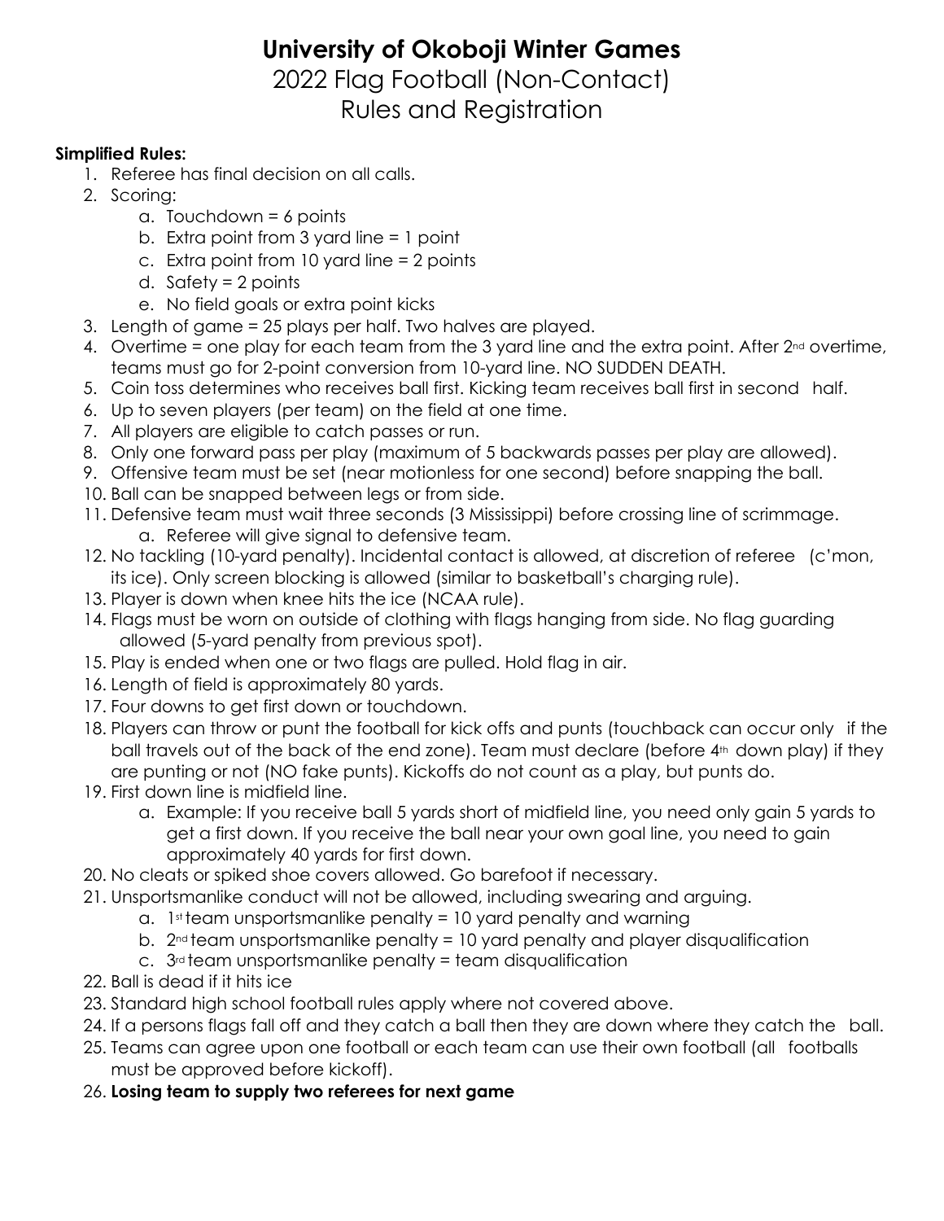# University of Okoboji Winter Games

## 2022 Flag Football (Non-Contact) Rules and Registration

**Simplified Rules:**

1. Referee has final decision on all calls.
2. Scoring:
   a. Touchdown = 6 points
   b. Extra point from 3 yard line = 1 point
   c. Extra point from 10 yard line = 2 points
   d. Safety = 2 points
   e. No field goals or extra point kicks
3. Length of game = 25 plays per half. Two halves are played.
4. Overtime = one play for each team from the 3 yard line and the extra point. After 2nd overtime, teams must go for 2-point conversion from 10-yard line. NO SUDDEN DEATH.
5. Coin toss determines who receives ball first. Kicking team receives ball first in second half.
6. Up to seven players (per team) on the field at one time.
7. All players are eligible to catch passes or run.
8. Only one forward pass per play (maximum of 5 backwards passes per play are allowed).
9. Offensive team must be set (near motionless for one second) before snapping the ball.
10. Ball can be snapped between legs or from side.
11. Defensive team must wait three seconds (3 Mississippi) before crossing line of scrimmage.
    a. Referee will give signal to defensive team.
12. No tackling (10-yard penalty). Incidental contact is allowed, at discretion of referee (c'mon, its ice). Only screen blocking is allowed (similar to basketball's charging rule).
13. Player is down when knee hits the ice (NCAA rule).
14. Flags must be worn on outside of clothing with flags hanging from side. No flag guarding allowed (5-yard penalty from previous spot).
15. Play is ended when one or two flags are pulled. Hold flag in air.
16. Length of field is approximately 80 yards.
17. Four downs to get first down or touchdown.
18. Players can throw or punt the football for kick offs and punts (touchback can occur only if the ball travels out of the back of the end zone). Team must declare (before 4th down play) if they are punting or not (NO fake punts). Kickoffs do not count as a play, but punts do.
19. First down line is midfield line.
    a. Example: If you receive ball 5 yards short of midfield line, you need only gain 5 yards to get a first down. If you receive the ball near your own goal line, you need to gain approximately 40 yards for first down.
20. No cleats or spiked shoe covers allowed. Go barefoot if necessary.
21. Unsportsmanlike conduct will not be allowed, including swearing and arguing.
    a. 1st team unsportsmanlike penalty = 10 yard penalty and warning
    b. 2nd team unsportsmanlike penalty = 10 yard penalty and player disqualification
    c. 3rd team unsportsmanlike penalty = team disqualification
22. Ball is dead if it hits ice
23. Standard high school football rules apply where not covered above.
24. If a persons flags fall off and they catch a ball then they are down where they catch the ball.
25. Teams can agree upon one football or each team can use their own football (all footballs must be approved before kickoff).
26. **Losing team to supply two referees for next game**